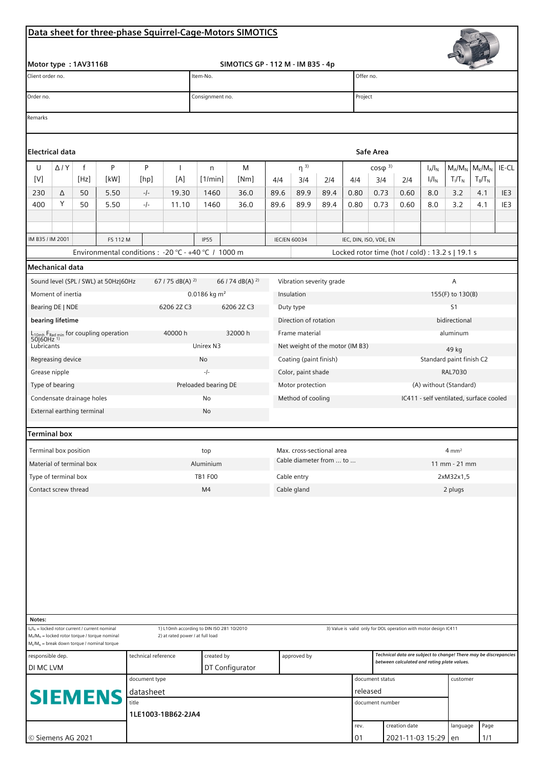# Data sheet for three-phase Squirrel-Cage-Motors SIMOTICS

**Motor type : 1AV3116B** SIMOTICS GP - 112 M - IM B35 - 4p

| | | |
|---|---|---|
| Client order no. | Item-No. | Offer no. |
| Order no. | Consignment no. | Project |

Remarks

## Electrical data

**Safe Area**

| U [V] | Δ / Y | f [Hz] | P [kW] | P [hp] | I [A] | n [1/min] | M [Nm] | η [3] 4/4 | η [3] 3/4 | η [3] 2/4 | cosφ [3] 4/4 | cosφ [3] 3/4 | cosφ [3] 2/4 | $I_A/I_N$ $I_l/I_N$ | $M_A/M_N$ $T_l/T_N$ | $M_K/M_N$ $T_B/T_N$ | IE-CL |
|---|---|---|---|---|---|---|---|---|---|---|---|---|---|---|---|---|---|
| 230 | Δ | 50 | 5.50 | -/- | 19.30 | 1460 | 36.0 | 89.6 | 89.9 | 89.4 | 0.80 | 0.73 | 0.60 | 8.0 | 3.2 | 4.1 | IE3 |
| 400 | Y | 50 | 5.50 | -/- | 11.10 | 1460 | 36.0 | 89.6 | 89.9 | 89.4 | 0.80 | 0.73 | 0.60 | 8.0 | 3.2 | 4.1 | IE3 |

IM B35 / IM 2001 | FS 112 M | IP55 | IEC/EN 60034 | IEC, DIN, ISO, VDE, EN

Environmental conditions : -20 °C - +40 °C / 1000 m

Locked rotor time (hot / cold) : 13.2 s | 19.1 s

## Mechanical data

| | | |
|---|---|---|
| Sound level (SPL / SWL) at 50Hz\|60Hz | 67 / 75 dB(A) [2] | 66 / 74 dB(A) [2] |
| Moment of inertia | 0.0186 kg m² | |
| Bearing DE \| NDE | 6206 2Z C3 | 6206 2Z C3 |
| **bearing lifetime** | | |
| $L_{10mh}$ $F_{Rad\,min}$ for coupling operation 50\|60Hz [1] | 40000 h | 32000 h |
| Lubricants | Unirex N3 | |
| Regreasing device | No | |
| Grease nipple | -/- | |
| Type of bearing | Preloaded bearing DE | |
| Condensate drainage holes | No | |
| External earthing terminal | No | |

| | |
|---|---|
| Vibration severity grade | A |
| Insulation | 155(F) to 130(B) |
| Duty type | S1 |
| Direction of rotation | bidirectional |
| Frame material | aluminum |
| Net weight of the motor (IM B3) | 49 kg |
| Coating (paint finish) | Standard paint finish C2 |
| Color, paint shade | RAL7030 |
| Motor protection | (A) without (Standard) |
| Method of cooling | IC411 - self ventilated, surface cooled |

## Terminal box

| | |
|---|---|
| Terminal box position | top |
| Material of terminal box | Aluminium |
| Type of terminal box | TB1 F00 |
| Contact screw thread | M4 |
| Max. cross-sectional area | 4 mm² |
| Cable diameter from ... to ... | 11 mm - 21 mm |
| Cable entry | 2xM32x1,5 |
| Cable gland | 2 plugs |

**Notes:**

$I_A/I_N$ = locked rotor current / current nominal
$M_A/M_N$ = locked rotor torque / torque nominal
$M_K/M_N$ = break down torque / nominal torque

1) L10mh according to DIN ISO 281 10/2010
2) at rated power / at full load

3) Value is valid only for DOL operation with motor design IC411

| | | | | |
|---|---|---|---|---|
| responsible dep.: DI MC LVM | technical reference | created by: DT Configurator | approved by | *Technical data are subject to change! There may be discrepancies between calculated and rating plate values.* |

SIEMENS

document type: datasheet
title: 1LE1003-1BB62-2JA4
document status: released
document number
customer
rev.: 01 | creation date: 2021-11-03 15:29 | language: en | Page: 1/1

© Siemens AG 2021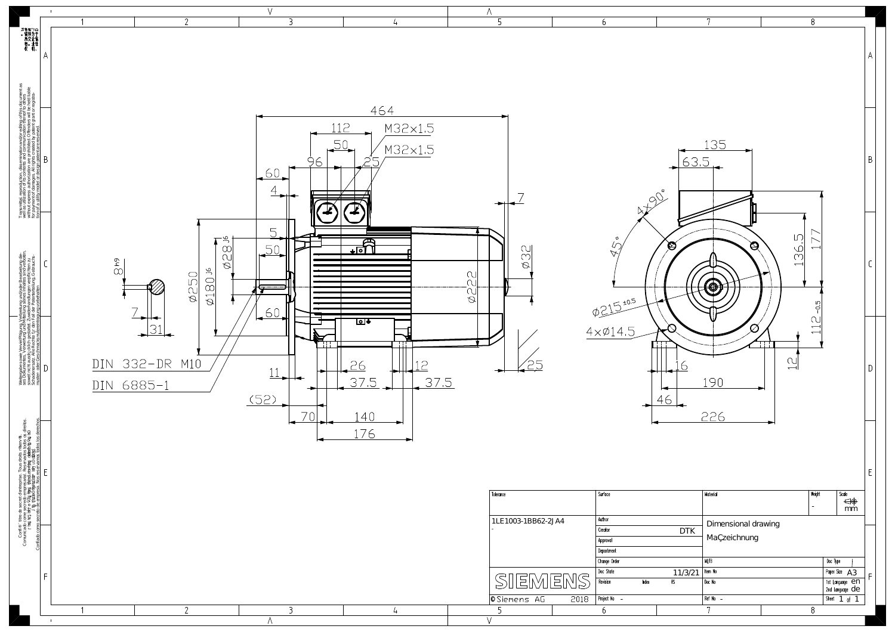464

112

M32×1.5

50

M32×1.5

96

25

60

4

7

5

ø28 J6

ø32

50

ø250

ø180 J6

ø222

8h9

60

7

31

DIN 332-DR M10

DIN 6885-1

11

26

12

25

37.5

37.5

(52)

70

140

176

135

63.5

4×90°

45°

136.5

177

ø215 ±0.5

112 -0.5

4×ø14.5

16

12

190

46

226

| | | | |
|---|---|---|---|
| Tolerance | Surface | Material | Weight - / Scale mm |
| 1LE1003-1BB62-2JA4 - | Author | Dimensional drawing | |
| | Creator DTK | Maßzeichnung | |
| | Approval | | |
| | Department | | |
| | Change Order | MLFB | Doc Type |
| SIEMENS | Doc State 11/3/21 | Item No | Paper Size A3 |
| | Revision / Index / RS | Doc No | 1st Language en / 2nd Language de |
| © Siemens AG 2018 | Project No - | Ref No - | Sheet 1 of 1 |